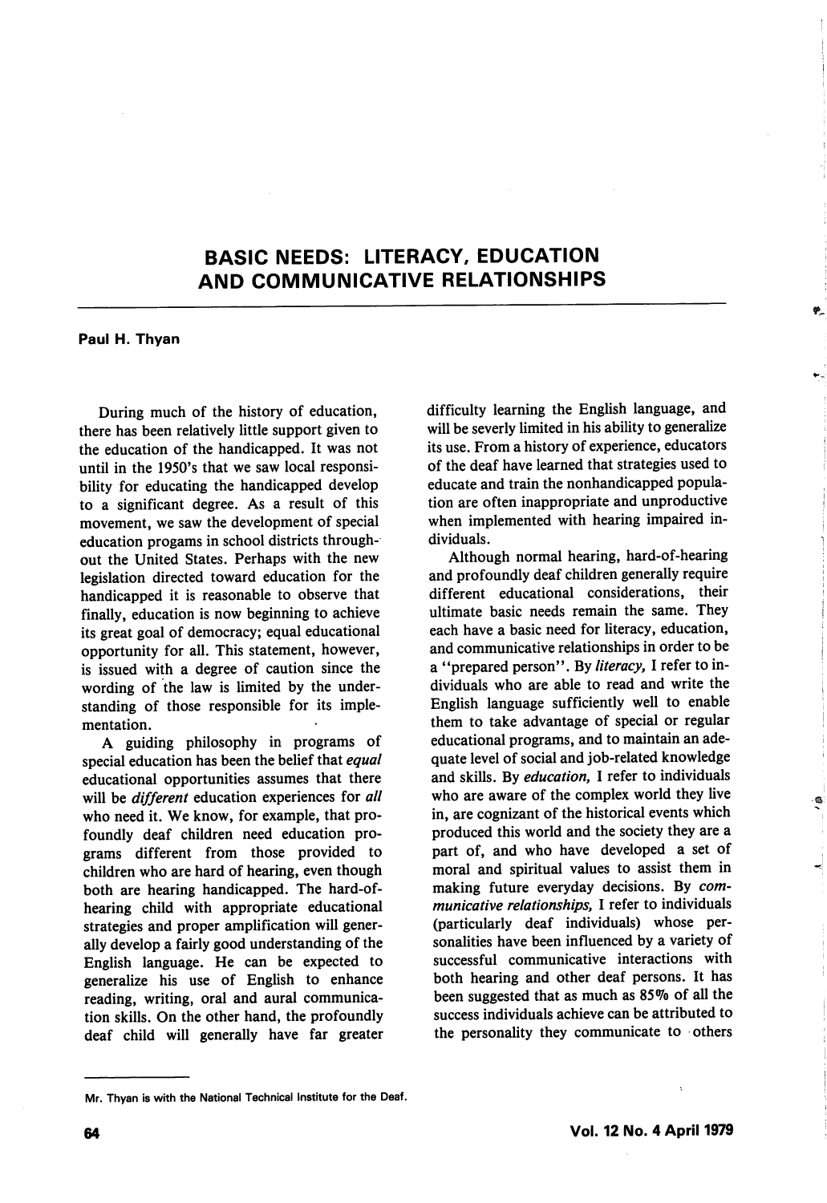# BASIC NEEDS: LITERACY, EDUCATION AND COMMUNICATIVE RELATIONSHIPS

**Paul H. Thyan**

During much of the history of education, there has been relatively little support given to the education of the handicapped. It was not until in the 1950's that we saw local responsibility for educating the handicapped develop to a significant degree. As a result of this movement, we saw the development of special education progams in school districts throughout the United States. Perhaps with the new legislation directed toward education for the handicapped it is reasonable to observe that finally, education is now beginning to achieve its great goal of democracy; equal educational opportunity for all. This statement, however, is issued with a degree of caution since the wording of the law is limited by the understanding of those responsible for its implementation.

A guiding philosophy in programs of special education has been the belief that *equal* educational opportunities assumes that there will be *different* education experiences for *all* who need it. We know, for example, that profoundly deaf children need education programs different from those provided to children who are hard of hearing, even though both are hearing handicapped. The hard-of-hearing child with appropriate educational strategies and proper amplification will generally develop a fairly good understanding of the English language. He can be expected to generalize his use of English to enhance reading, writing, oral and aural communication skills. On the other hand, the profoundly deaf child will generally have far greater difficulty learning the English language, and will be severly limited in his ability to generalize its use. From a history of experience, educators of the deaf have learned that strategies used to educate and train the nonhandicapped population are often inappropriate and unproductive when implemented with hearing impaired individuals.

Although normal hearing, hard-of-hearing and profoundly deaf children generally require different educational considerations, their ultimate basic needs remain the same. They each have a basic need for literacy, education, and communicative relationships in order to be a "prepared person". By *literacy,* I refer to individuals who are able to read and write the English language sufficiently well to enable them to take advantage of special or regular educational programs, and to maintain an adequate level of social and job-related knowledge and skills. By *education,* I refer to individuals who are aware of the complex world they live in, are cognizant of the historical events which produced this world and the society they are a part of, and who have developed a set of moral and spiritual values to assist them in making future everyday decisions. By *communicative relationships,* I refer to individuals (particularly deaf individuals) whose personalities have been influenced by a variety of successful communicative interactions with both hearing and other deaf persons. It has been suggested that as much as 85% of all the success individuals achieve can be attributed to the personality they communicate to others

---

Mr. Thyan is with the National Technical Institute for the Deaf.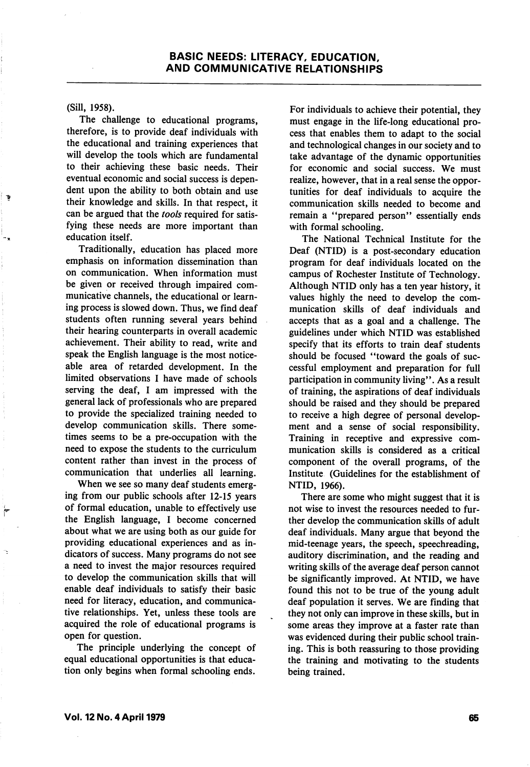(Sill, 1958).

The challenge to educational programs, therefore, is to provide deaf individuals with the educational and training experiences that will develop the tools which are fundamental to their achieving these basic needs. Their eventual economic and social success is dependent upon the ability to both obtain and use their knowledge and skills. In that respect, it can be argued that the *tools* required for satisfying these needs are more important than education itself.

Traditionally, education has placed more emphasis on information dissemination than on communication. When information must be given or received through impaired communicative channels, the educational or learning process is slowed down. Thus, we find deaf students often running several years behind their hearing counterparts in overall academic achievement. Their ability to read, write and speak the English language is the most noticeable area of retarded development. In the limited observations I have made of schools serving the deaf, I am impressed with the general lack of professionals who are prepared to provide the specialized training needed to develop communication skills. There sometimes seems to be a pre-occupation with the need to expose the students to the curriculum content rather than invest in the process of communication that underlies all learning.

When we see so many deaf students emerging from our public schools after 12-15 years of formal education, unable to effectively use the English language, I become concerned about what we are using both as our guide for providing educational experiences and as indicators of success. Many programs do not see a need to invest the major resources required to develop the communication skills that will enable deaf individuals to satisfy their basic need for literacy, education, and communicative relationships. Yet, unless these tools are acquired the role of educational programs is open for question.

The principle underlying the concept of equal educational opportunities is that education only begins when formal schooling ends. For individuals to achieve their potential, they must engage in the life-long educational process that enables them to adapt to the social and technological changes in our society and to take advantage of the dynamic opportunities for economic and social success. We must realize, however, that in a real sense the opportunities for deaf individuals to acquire the communication skills needed to become and remain a "prepared person" essentially ends with formal schooling.

The National Technical Institute for the Deaf (NTID) is a post-secondary education program for deaf individuals located on the campus of Rochester Institute of Technology. Although NTID only has a ten year history, it values highly the need to develop the communication skills of deaf individuals and accepts that as a goal and a challenge. The guidelines under which NTID was established specify that its efforts to train deaf students should be focused "toward the goals of successful employment and preparation for full participation in community living". As a result of training, the aspirations of deaf individuals should be raised and they should be prepared to receive a high degree of personal development and a sense of social responsibility. Training in receptive and expressive communication skills is considered as a critical component of the overall programs, of the Institute (Guidelines for the establishment of NTID, 1966).

There are some who might suggest that it is not wise to invest the resources needed to further develop the communication skills of adult deaf individuals. Many argue that beyond the mid-teenage years, the speech, speechreading, auditory discrimination, and the reading and writing skills of the average deaf person cannot be significantly improved. At NTID, we have found this not to be true of the young adult deaf population it serves. We are finding that they not only can improve in these skills, but in some areas they improve at a faster rate than was evidenced during their public school training. This is both reassuring to those providing the training and motivating to the students being trained.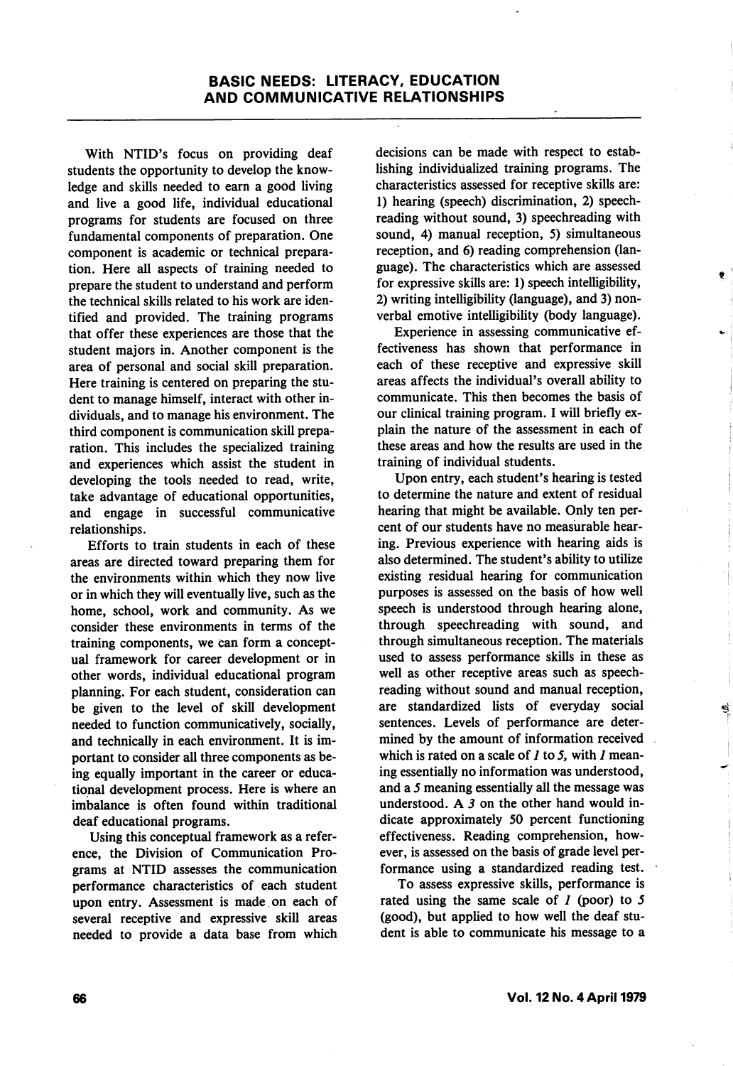## BASIC NEEDS: LITERACY, EDUCATION AND COMMUNICATIVE RELATIONSHIPS

With NTID's focus on providing deaf students the opportunity to develop the knowledge and skills needed to earn a good living and live a good life, individual educational programs for students are focused on three fundamental components of preparation. One component is academic or technical preparation. Here all aspects of training needed to prepare the student to understand and perform the technical skills related to his work are identified and provided. The training programs that offer these experiences are those that the student majors in. Another component is the area of personal and social skill preparation. Here training is centered on preparing the student to manage himself, interact with other individuals, and to manage his environment. The third component is communication skill preparation. This includes the specialized training and experiences which assist the student in developing the tools needed to read, write, take advantage of educational opportunities, and engage in successful communicative relationships.

Efforts to train students in each of these areas are directed toward preparing them for the environments within which they now live or in which they will eventually live, such as the home, school, work and community. As we consider these environments in terms of the training components, we can form a conceptual framework for career development or in other words, individual educational program planning. For each student, consideration can be given to the level of skill development needed to function communicatively, socially, and technically in each environment. It is important to consider all three components as being equally important in the career or educational development process. Here is where an imbalance is often found within traditional deaf educational programs.

Using this conceptual framework as a reference, the Division of Communication Programs at NTID assesses the communication performance characteristics of each student upon entry. Assessment is made on each of several receptive and expressive skill areas needed to provide a data base from which decisions can be made with respect to establishing individualized training programs. The characteristics assessed for receptive skills are: 1) hearing (speech) discrimination, 2) speechreading without sound, 3) speechreading with sound, 4) manual reception, 5) simultaneous reception, and 6) reading comprehension (language). The characteristics which are assessed for expressive skills are: 1) speech intelligibility, 2) writing intelligibility (language), and 3) non-verbal emotive intelligibility (body language).

Experience in assessing communicative effectiveness has shown that performance in each of these receptive and expressive skill areas affects the individual's overall ability to communicate. This then becomes the basis of our clinical training program. I will briefly explain the nature of the assessment in each of these areas and how the results are used in the training of individual students.

Upon entry, each student's hearing is tested to determine the nature and extent of residual hearing that might be available. Only ten percent of our students have no measurable hearing. Previous experience with hearing aids is also determined. The student's ability to utilize existing residual hearing for communication purposes is assessed on the basis of how well speech is understood through hearing alone, through speechreading with sound, and through simultaneous reception. The materials used to assess performance skills in these as well as other receptive areas such as speechreading without sound and manual reception, are standardized lists of everyday social sentences. Levels of performance are determined by the amount of information received which is rated on a scale of *1* to *5*, with *1* meaning essentially no information was understood, and a *5* meaning essentially all the message was understood. A *3* on the other hand would indicate approximately 50 percent functioning effectiveness. Reading comprehension, however, is assessed on the basis of grade level performance using a standardized reading test.

To assess expressive skills, performance is rated using the same scale of *1* (poor) to *5* (good), but applied to how well the deaf student is able to communicate his message to a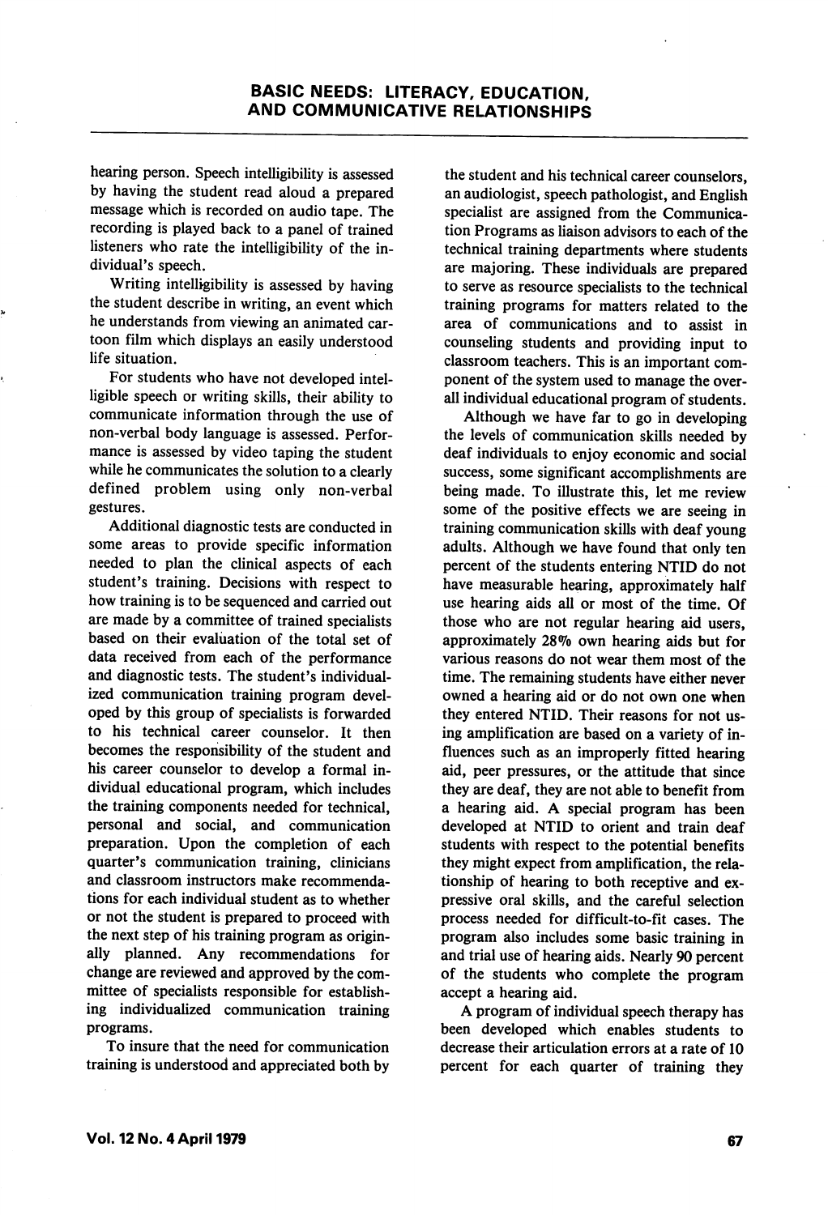hearing person. Speech intelligibility is assessed by having the student read aloud a prepared message which is recorded on audio tape. The recording is played back to a panel of trained listeners who rate the intelligibility of the individual's speech.

Writing intelligibility is assessed by having the student describe in writing, an event which he understands from viewing an animated cartoon film which displays an easily understood life situation.

For students who have not developed intelligible speech or writing skills, their ability to communicate information through the use of non-verbal body language is assessed. Performance is assessed by video taping the student while he communicates the solution to a clearly defined problem using only non-verbal gestures.

Additional diagnostic tests are conducted in some areas to provide specific information needed to plan the clinical aspects of each student's training. Decisions with respect to how training is to be sequenced and carried out are made by a committee of trained specialists based on their evaluation of the total set of data received from each of the performance and diagnostic tests. The student's individualized communication training program developed by this group of specialists is forwarded to his technical career counselor. It then becomes the responsibility of the student and his career counselor to develop a formal individual educational program, which includes the training components needed for technical, personal and social, and communication preparation. Upon the completion of each quarter's communication training, clinicians and classroom instructors make recommendations for each individual student as to whether or not the student is prepared to proceed with the next step of his training program as originally planned. Any recommendations for change are reviewed and approved by the committee of specialists responsible for establishing individualized communication training programs.

To insure that the need for communication training is understood and appreciated both by the student and his technical career counselors, an audiologist, speech pathologist, and English specialist are assigned from the Communication Programs as liaison advisors to each of the technical training departments where students are majoring. These individuals are prepared to serve as resource specialists to the technical training programs for matters related to the area of communications and to assist in counseling students and providing input to classroom teachers. This is an important component of the system used to manage the overall individual educational program of students.

Although we have far to go in developing the levels of communication skills needed by deaf individuals to enjoy economic and social success, some significant accomplishments are being made. To illustrate this, let me review some of the positive effects we are seeing in training communication skills with deaf young adults. Although we have found that only ten percent of the students entering NTID do not have measurable hearing, approximately half use hearing aids all or most of the time. Of those who are not regular hearing aid users, approximately 28% own hearing aids but for various reasons do not wear them most of the time. The remaining students have either never owned a hearing aid or do not own one when they entered NTID. Their reasons for not using amplification are based on a variety of influences such as an improperly fitted hearing aid, peer pressures, or the attitude that since they are deaf, they are not able to benefit from a hearing aid. A special program has been developed at NTID to orient and train deaf students with respect to the potential benefits they might expect from amplification, the relationship of hearing to both receptive and expressive oral skills, and the careful selection process needed for difficult-to-fit cases. The program also includes some basic training in and trial use of hearing aids. Nearly 90 percent of the students who complete the program accept a hearing aid.

A program of individual speech therapy has been developed which enables students to decrease their articulation errors at a rate of 10 percent for each quarter of training they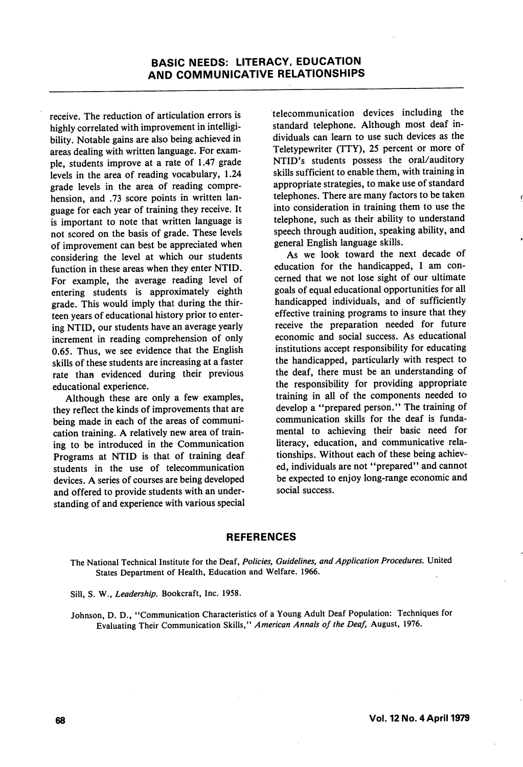receive. The reduction of articulation errors is highly correlated with improvement in intelligibility. Notable gains are also being achieved in areas dealing with written language. For example, students improve at a rate of 1.47 grade levels in the area of reading vocabulary, 1.24 grade levels in the area of reading comprehension, and .73 score points in written language for each year of training they receive. It is important to note that written language is not scored on the basis of grade. These levels of improvement can best be appreciated when considering the level at which our students function in these areas when they enter NTID. For example, the average reading level of entering students is approximately eighth grade. This would imply that during the thirteen years of educational history prior to entering NTID, our students have an average yearly increment in reading comprehension of only 0.65. Thus, we see evidence that the English skills of these students are increasing at a faster rate than evidenced during their previous educational experience.

Although these are only a few examples, they reflect the kinds of improvements that are being made in each of the areas of communication training. A relatively new area of training to be introduced in the Communication Programs at NTID is that of training deaf students in the use of telecommunication devices. A series of courses are being developed and offered to provide students with an understanding of and experience with various special telecommunication devices including the standard telephone. Although most deaf individuals can learn to use such devices as the Teletypewriter (TTY), 25 percent or more of NTID's students possess the oral/auditory skills sufficient to enable them, with training in appropriate strategies, to make use of standard telephones. There are many factors to be taken into consideration in training them to use the telephone, such as their ability to understand speech through audition, speaking ability, and general English language skills.

As we look toward the next decade of education for the handicapped, I am concerned that we not lose sight of our ultimate goals of equal educational opportunities for all handicapped individuals, and of sufficiently effective training programs to insure that they receive the preparation needed for future economic and social success. As educational institutions accept responsibility for educating the handicapped, particularly with respect to the deaf, there must be an understanding of the responsibility for providing appropriate training in all of the components needed to develop a "prepared person." The training of communication skills for the deaf is fundamental to achieving their basic need for literacy, education, and communicative relationships. Without each of these being achieved, individuals are not "prepared" and cannot be expected to enjoy long-range economic and social success.

## REFERENCES

The National Technical Institute for the Deaf, *Policies, Guidelines, and Application Procedures.* United States Department of Health, Education and Welfare. 1966.

Sill, S. W., *Leadership.* Bookcraft, Inc. 1958.

Johnson, D. D., "Communication Characteristics of a Young Adult Deaf Population: Techniques for Evaluating Their Communication Skills," *American Annals of the Deaf,* August, 1976.